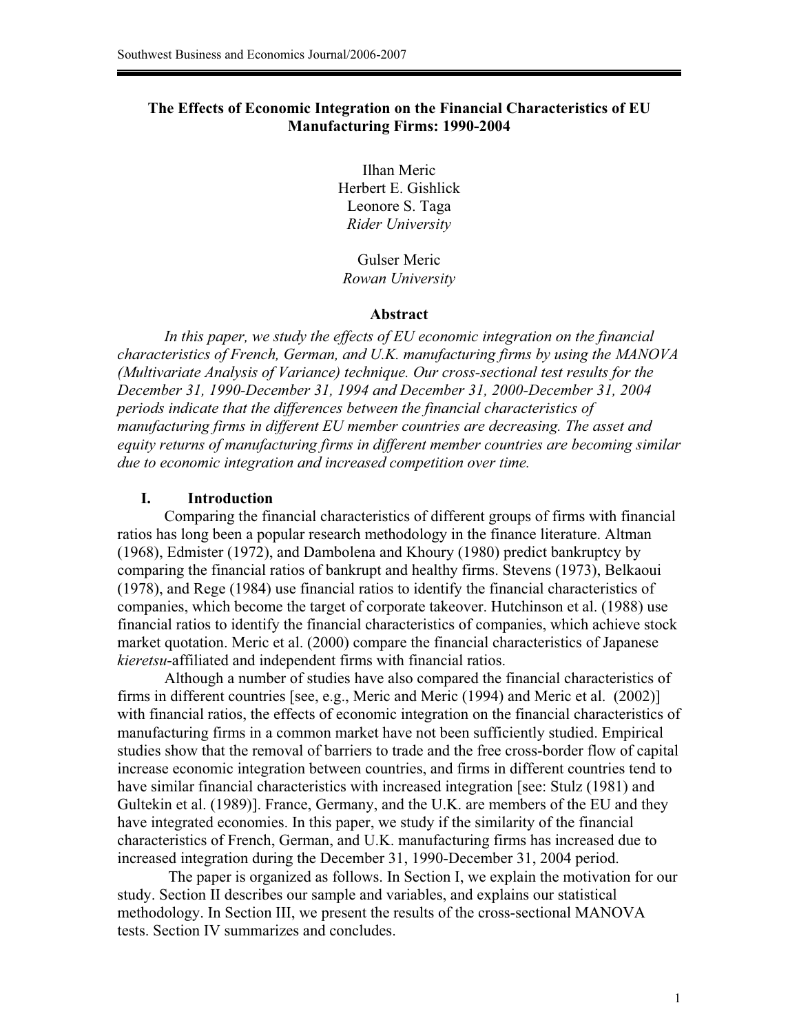# The Effects of Economic Integration on the Financial Characteristics of EU Manufacturing Firms: 1990-2004

Ilhan Meric
Herbert E. Gishlick
Leonore S. Taga
*Rider University*

Gulser Meric
*Rowan University*

## Abstract

*In this paper, we study the effects of EU economic integration on the financial characteristics of French, German, and U.K. manufacturing firms by using the MANOVA (Multivariate Analysis of Variance) technique. Our cross-sectional test results for the December 31, 1990-December 31, 1994 and December 31, 2000-December 31, 2004 periods indicate that the differences between the financial characteristics of manufacturing firms in different EU member countries are decreasing. The asset and equity returns of manufacturing firms in different member countries are becoming similar due to economic integration and increased competition over time.*

## I. Introduction

Comparing the financial characteristics of different groups of firms with financial ratios has long been a popular research methodology in the finance literature. Altman (1968), Edmister (1972), and Dambolena and Khoury (1980) predict bankruptcy by comparing the financial ratios of bankrupt and healthy firms. Stevens (1973), Belkaoui (1978), and Rege (1984) use financial ratios to identify the financial characteristics of companies, which become the target of corporate takeover. Hutchinson et al. (1988) use financial ratios to identify the financial characteristics of companies, which achieve stock market quotation. Meric et al. (2000) compare the financial characteristics of Japanese *kieretsu*-affiliated and independent firms with financial ratios.

Although a number of studies have also compared the financial characteristics of firms in different countries [see, e.g., Meric and Meric (1994) and Meric et al. (2002)] with financial ratios, the effects of economic integration on the financial characteristics of manufacturing firms in a common market have not been sufficiently studied. Empirical studies show that the removal of barriers to trade and the free cross-border flow of capital increase economic integration between countries, and firms in different countries tend to have similar financial characteristics with increased integration [see: Stulz (1981) and Gultekin et al. (1989)]. France, Germany, and the U.K. are members of the EU and they have integrated economies. In this paper, we study if the similarity of the financial characteristics of French, German, and U.K. manufacturing firms has increased due to increased integration during the December 31, 1990-December 31, 2004 period.

The paper is organized as follows. In Section I, we explain the motivation for our study. Section II describes our sample and variables, and explains our statistical methodology. In Section III, we present the results of the cross-sectional MANOVA tests. Section IV summarizes and concludes.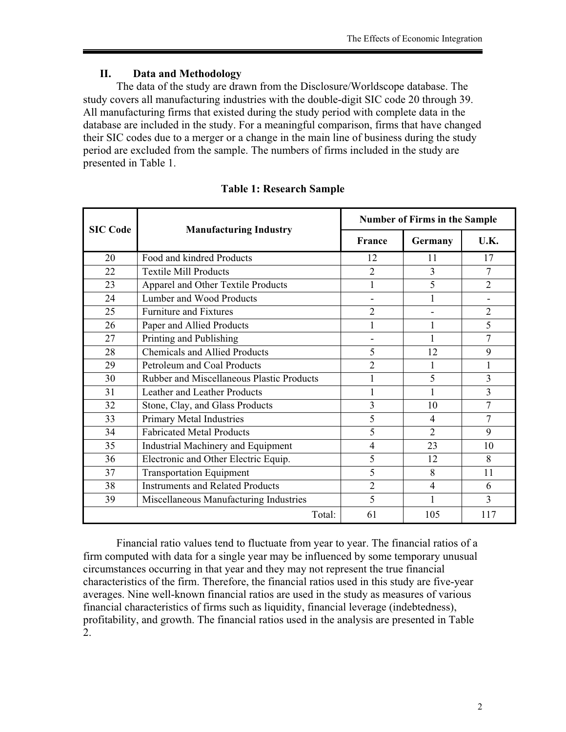## II. Data and Methodology

The data of the study are drawn from the Disclosure/Worldscope database. The study covers all manufacturing industries with the double-digit SIC code 20 through 39. All manufacturing firms that existed during the study period with complete data in the database are included in the study. For a meaningful comparison, firms that have changed their SIC codes due to a merger or a change in the main line of business during the study period are excluded from the sample. The numbers of firms included in the study are presented in Table 1.

**Table 1: Research Sample**

| SIC Code | Manufacturing Industry | Number of Firms in the Sample | | |
|---|---|---|---|---|
| | | France | Germany | U.K. |
| 20 | Food and kindred Products | 12 | 11 | 17 |
| 22 | Textile Mill Products | 2 | 3 | 7 |
| 23 | Apparel and Other Textile Products | 1 | 5 | 2 |
| 24 | Lumber and Wood Products | - | 1 | - |
| 25 | Furniture and Fixtures | 2 | - | 2 |
| 26 | Paper and Allied Products | 1 | 1 | 5 |
| 27 | Printing and Publishing | - | 1 | 7 |
| 28 | Chemicals and Allied Products | 5 | 12 | 9 |
| 29 | Petroleum and Coal Products | 2 | 1 | 1 |
| 30 | Rubber and Miscellaneous Plastic Products | 1 | 5 | 3 |
| 31 | Leather and Leather Products | 1 | 1 | 3 |
| 32 | Stone, Clay, and Glass Products | 3 | 10 | 7 |
| 33 | Primary Metal Industries | 5 | 4 | 7 |
| 34 | Fabricated Metal Products | 5 | 2 | 9 |
| 35 | Industrial Machinery and Equipment | 4 | 23 | 10 |
| 36 | Electronic and Other Electric Equip. | 5 | 12 | 8 |
| 37 | Transportation Equipment | 5 | 8 | 11 |
| 38 | Instruments and Related Products | 2 | 4 | 6 |
| 39 | Miscellaneous Manufacturing Industries | 5 | 1 | 3 |
| | Total: | 61 | 105 | 117 |

Financial ratio values tend to fluctuate from year to year. The financial ratios of a firm computed with data for a single year may be influenced by some temporary unusual circumstances occurring in that year and they may not represent the true financial characteristics of the firm. Therefore, the financial ratios used in this study are five-year averages. Nine well-known financial ratios are used in the study as measures of various financial characteristics of firms such as liquidity, financial leverage (indebtedness), profitability, and growth. The financial ratios used in the analysis are presented in Table 2.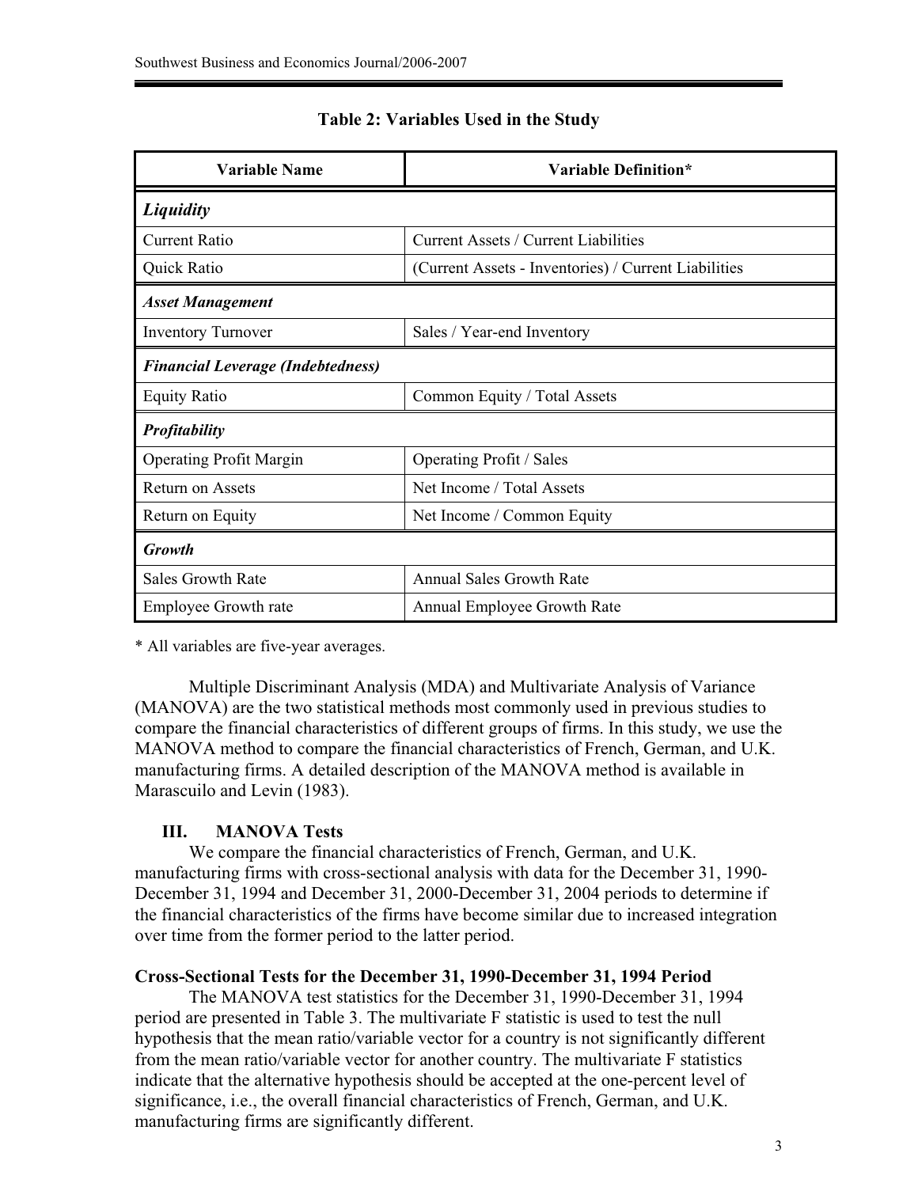**Table 2: Variables Used in the Study**

| Variable Name | Variable Definition* |
|---|---|
| ***Liquidity*** | |
| Current Ratio | Current Assets / Current Liabilities |
| Quick Ratio | (Current Assets - Inventories) / Current Liabilities |
| ***Asset Management*** | |
| Inventory Turnover | Sales / Year-end Inventory |
| ***Financial Leverage (Indebtedness)*** | |
| Equity Ratio | Common Equity / Total Assets |
| ***Profitability*** | |
| Operating Profit Margin | Operating Profit / Sales |
| Return on Assets | Net Income / Total Assets |
| Return on Equity | Net Income / Common Equity |
| ***Growth*** | |
| Sales Growth Rate | Annual Sales Growth Rate |
| Employee Growth rate | Annual Employee Growth Rate |

\* All variables are five-year averages.

Multiple Discriminant Analysis (MDA) and Multivariate Analysis of Variance (MANOVA) are the two statistical methods most commonly used in previous studies to compare the financial characteristics of different groups of firms. In this study, we use the MANOVA method to compare the financial characteristics of French, German, and U.K. manufacturing firms. A detailed description of the MANOVA method is available in Marascuilo and Levin (1983).

## III. MANOVA Tests

We compare the financial characteristics of French, German, and U.K. manufacturing firms with cross-sectional analysis with data for the December 31, 1990-December 31, 1994 and December 31, 2000-December 31, 2004 periods to determine if the financial characteristics of the firms have become similar due to increased integration over time from the former period to the latter period.

### Cross-Sectional Tests for the December 31, 1990-December 31, 1994 Period

The MANOVA test statistics for the December 31, 1990-December 31, 1994 period are presented in Table 3. The multivariate F statistic is used to test the null hypothesis that the mean ratio/variable vector for a country is not significantly different from the mean ratio/variable vector for another country. The multivariate F statistics indicate that the alternative hypothesis should be accepted at the one-percent level of significance, i.e., the overall financial characteristics of French, German, and U.K. manufacturing firms are significantly different.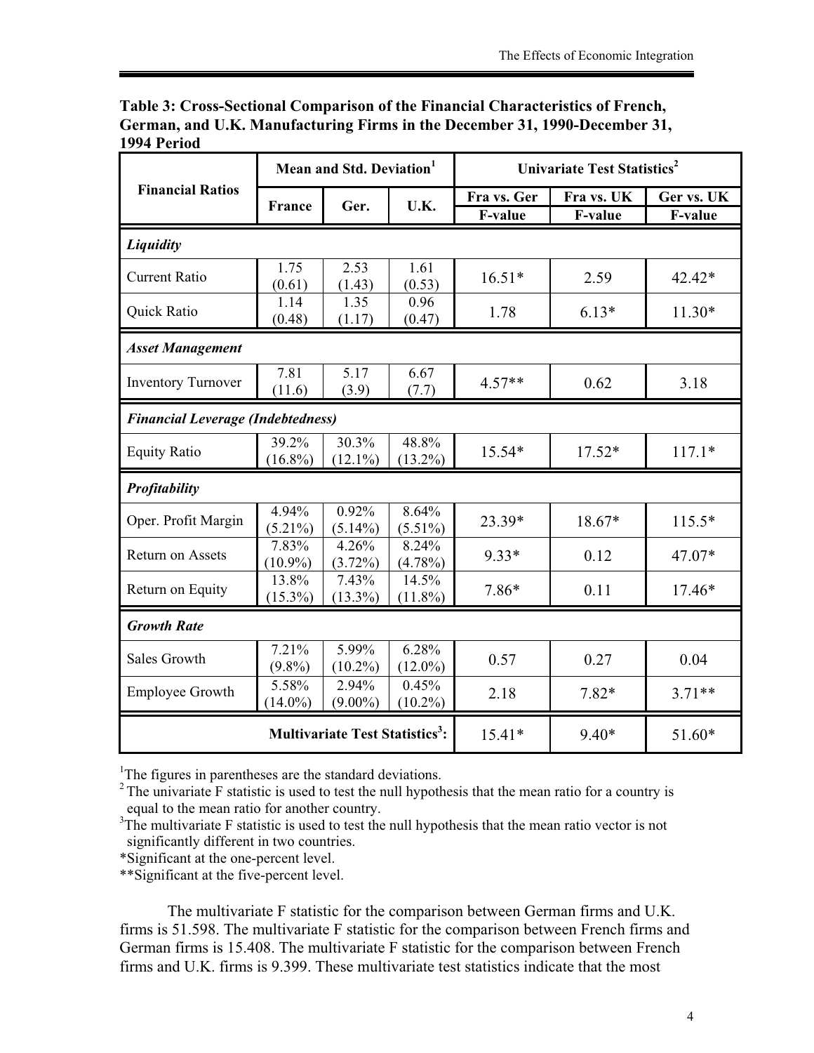**Table 3: Cross-Sectional Comparison of the Financial Characteristics of French, German, and U.K. Manufacturing Firms in the December 31, 1990-December 31, 1994 Period**

| Financial Ratios | Mean and Std. Deviation[1] | | | Univariate Test Statistics[2] | | |
|---|---|---|---|---|---|---|
| | France | Ger. | U.K. | Fra vs. Ger F-value | Fra vs. UK F-value | Ger vs. UK F-value |
| ***Liquidity*** | | | | | | |
| Current Ratio | 1.75 (0.61) | 2.53 (1.43) | 1.61 (0.53) | 16.51* | 2.59 | 42.42* |
| Quick Ratio | 1.14 (0.48) | 1.35 (1.17) | 0.96 (0.47) | 1.78 | 6.13* | 11.30* |
| ***Asset Management*** | | | | | | |
| Inventory Turnover | 7.81 (11.6) | 5.17 (3.9) | 6.67 (7.7) | 4.57** | 0.62 | 3.18 |
| ***Financial Leverage (Indebtedness)*** | | | | | | |
| Equity Ratio | 39.2% (16.8%) | 30.3% (12.1%) | 48.8% (13.2%) | 15.54* | 17.52* | 117.1* |
| ***Profitability*** | | | | | | |
| Oper. Profit Margin | 4.94% (5.21%) | 0.92% (5.14%) | 8.64% (5.51%) | 23.39* | 18.67* | 115.5* |
| Return on Assets | 7.83% (10.9%) | 4.26% (3.72%) | 8.24% (4.78%) | 9.33* | 0.12 | 47.07* |
| Return on Equity | 13.8% (15.3%) | 7.43% (13.3%) | 14.5% (11.8%) | 7.86* | 0.11 | 17.46* |
| ***Growth Rate*** | | | | | | |
| Sales Growth | 7.21% (9.8%) | 5.99% (10.2%) | 6.28% (12.0%) | 0.57 | 0.27 | 0.04 |
| Employee Growth | 5.58% (14.0%) | 2.94% (9.00%) | 0.45% (10.2%) | 2.18 | 7.82* | 3.71** |
| **Multivariate Test Statistics[3]:** | | | | 15.41* | 9.40* | 51.60* |

[1]The figures in parentheses are the standard deviations.
[2]The univariate F statistic is used to test the null hypothesis that the mean ratio for a country is equal to the mean ratio for another country.
[3]The multivariate F statistic is used to test the null hypothesis that the mean ratio vector is not significantly different in two countries.
*Significant at the one-percent level.
**Significant at the five-percent level.

The multivariate F statistic for the comparison between German firms and U.K. firms is 51.598. The multivariate F statistic for the comparison between French firms and German firms is 15.408. The multivariate F statistic for the comparison between French firms and U.K. firms is 9.399. These multivariate test statistics indicate that the most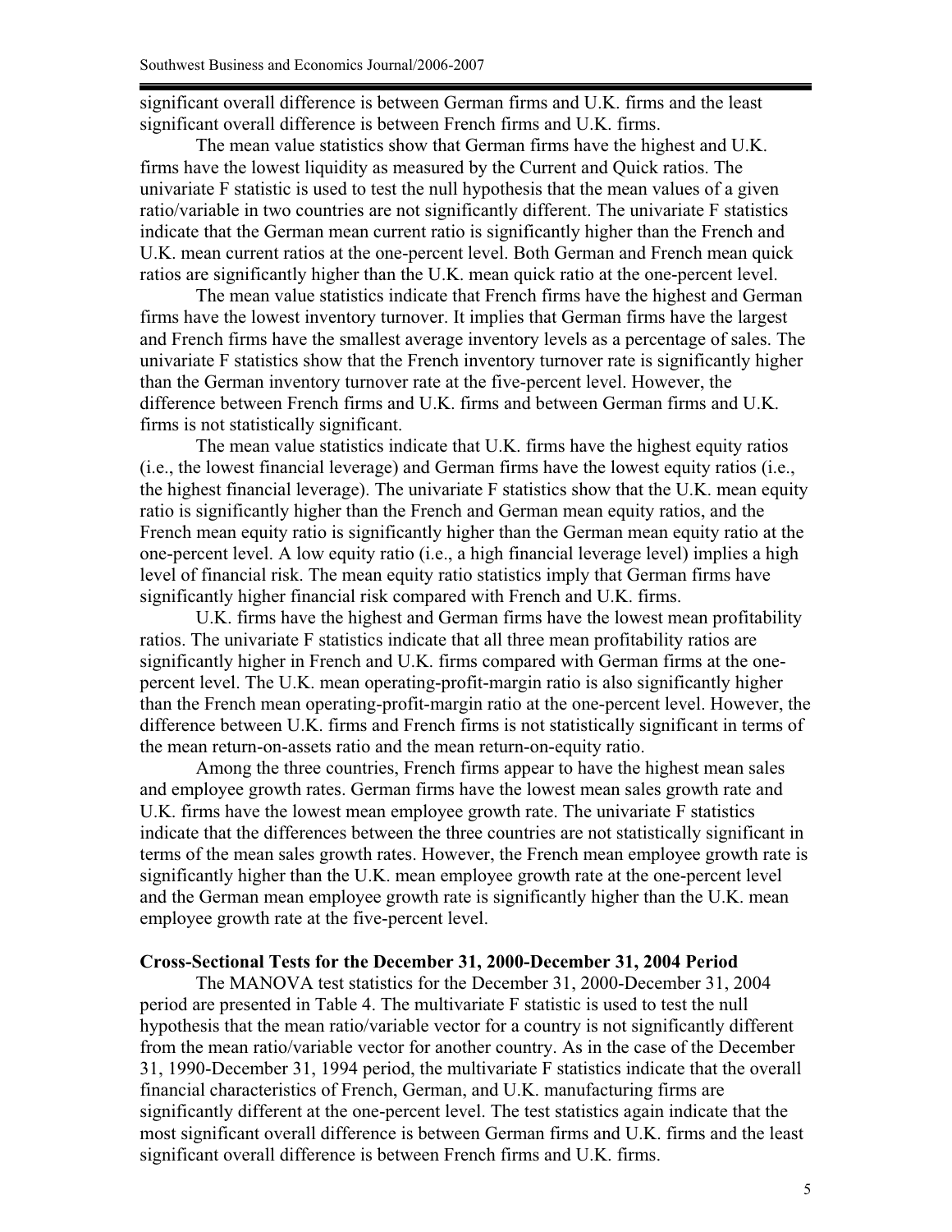significant overall difference is between German firms and U.K. firms and the least significant overall difference is between French firms and U.K. firms.

The mean value statistics show that German firms have the highest and U.K. firms have the lowest liquidity as measured by the Current and Quick ratios. The univariate F statistic is used to test the null hypothesis that the mean values of a given ratio/variable in two countries are not significantly different. The univariate F statistics indicate that the German mean current ratio is significantly higher than the French and U.K. mean current ratios at the one-percent level. Both German and French mean quick ratios are significantly higher than the U.K. mean quick ratio at the one-percent level.

The mean value statistics indicate that French firms have the highest and German firms have the lowest inventory turnover. It implies that German firms have the largest and French firms have the smallest average inventory levels as a percentage of sales. The univariate F statistics show that the French inventory turnover rate is significantly higher than the German inventory turnover rate at the five-percent level. However, the difference between French firms and U.K. firms and between German firms and U.K. firms is not statistically significant.

The mean value statistics indicate that U.K. firms have the highest equity ratios (i.e., the lowest financial leverage) and German firms have the lowest equity ratios (i.e., the highest financial leverage). The univariate F statistics show that the U.K. mean equity ratio is significantly higher than the French and German mean equity ratios, and the French mean equity ratio is significantly higher than the German mean equity ratio at the one-percent level. A low equity ratio (i.e., a high financial leverage level) implies a high level of financial risk. The mean equity ratio statistics imply that German firms have significantly higher financial risk compared with French and U.K. firms.

U.K. firms have the highest and German firms have the lowest mean profitability ratios. The univariate F statistics indicate that all three mean profitability ratios are significantly higher in French and U.K. firms compared with German firms at the one-percent level. The U.K. mean operating-profit-margin ratio is also significantly higher than the French mean operating-profit-margin ratio at the one-percent level. However, the difference between U.K. firms and French firms is not statistically significant in terms of the mean return-on-assets ratio and the mean return-on-equity ratio.

Among the three countries, French firms appear to have the highest mean sales and employee growth rates. German firms have the lowest mean sales growth rate and U.K. firms have the lowest mean employee growth rate. The univariate F statistics indicate that the differences between the three countries are not statistically significant in terms of the mean sales growth rates. However, the French mean employee growth rate is significantly higher than the U.K. mean employee growth rate at the one-percent level and the German mean employee growth rate is significantly higher than the U.K. mean employee growth rate at the five-percent level.

### Cross-Sectional Tests for the December 31, 2000-December 31, 2004 Period

The MANOVA test statistics for the December 31, 2000-December 31, 2004 period are presented in Table 4. The multivariate F statistic is used to test the null hypothesis that the mean ratio/variable vector for a country is not significantly different from the mean ratio/variable vector for another country. As in the case of the December 31, 1990-December 31, 1994 period, the multivariate F statistics indicate that the overall financial characteristics of French, German, and U.K. manufacturing firms are significantly different at the one-percent level. The test statistics again indicate that the most significant overall difference is between German firms and U.K. firms and the least significant overall difference is between French firms and U.K. firms.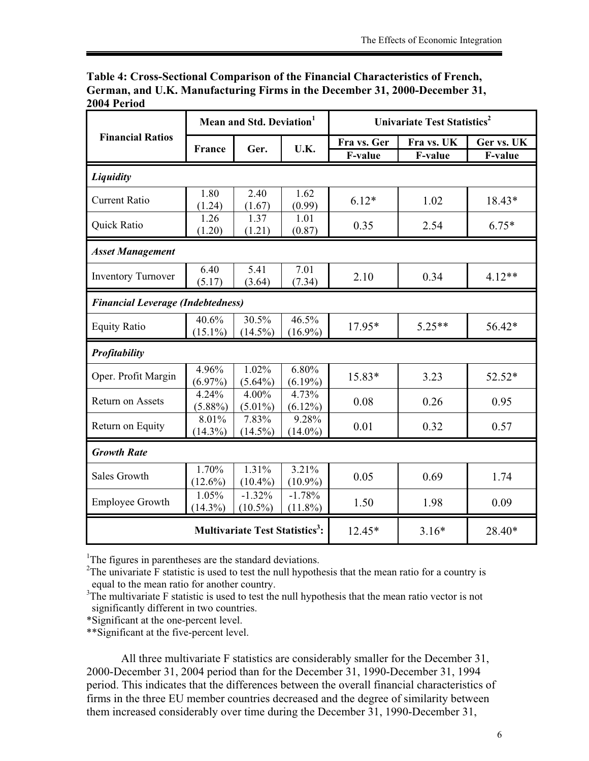**Table 4: Cross-Sectional Comparison of the Financial Characteristics of French, German, and U.K. Manufacturing Firms in the December 31, 2000-December 31, 2004 Period**

| Financial Ratios | Mean and Std. Deviation[1] | | | Univariate Test Statistics[2] | | |
|---|---|---|---|---|---|---|
| | France | Ger. | U.K. | Fra vs. Ger F-value | Fra vs. UK F-value | Ger vs. UK F-value |
| ***Liquidity*** | | | | | | |
| Current Ratio | 1.80 (1.24) | 2.40 (1.67) | 1.62 (0.99) | 6.12* | 1.02 | 18.43* |
| Quick Ratio | 1.26 (1.20) | 1.37 (1.21) | 1.01 (0.87) | 0.35 | 2.54 | 6.75* |
| ***Asset Management*** | | | | | | |
| Inventory Turnover | 6.40 (5.17) | 5.41 (3.64) | 7.01 (7.34) | 2.10 | 0.34 | 4.12** |
| ***Financial Leverage (Indebtedness)*** | | | | | | |
| Equity Ratio | 40.6% (15.1%) | 30.5% (14.5%) | 46.5% (16.9%) | 17.95* | 5.25** | 56.42* |
| ***Profitability*** | | | | | | |
| Oper. Profit Margin | 4.96% (6.97%) | 1.02% (5.64%) | 6.80% (6.19%) | 15.83* | 3.23 | 52.52* |
| Return on Assets | 4.24% (5.88%) | 4.00% (5.01%) | 4.73% (6.12%) | 0.08 | 0.26 | 0.95 |
| Return on Equity | 8.01% (14.3%) | 7.83% (14.5%) | 9.28% (14.0%) | 0.01 | 0.32 | 0.57 |
| ***Growth Rate*** | | | | | | |
| Sales Growth | 1.70% (12.6%) | 1.31% (10.4%) | 3.21% (10.9%) | 0.05 | 0.69 | 1.74 |
| Employee Growth | 1.05% (14.3%) | -1.32% (10.5%) | -1.78% (11.8%) | 1.50 | 1.98 | 0.09 |
| **Multivariate Test Statistics[3]:** | | | | 12.45* | 3.16* | 28.40* |

[1]The figures in parentheses are the standard deviations.
[2]The univariate F statistic is used to test the null hypothesis that the mean ratio for a country is equal to the mean ratio for another country.
[3]The multivariate F statistic is used to test the null hypothesis that the mean ratio vector is not significantly different in two countries.
*Significant at the one-percent level.
**Significant at the five-percent level.

All three multivariate F statistics are considerably smaller for the December 31, 2000-December 31, 2004 period than for the December 31, 1990-December 31, 1994 period. This indicates that the differences between the overall financial characteristics of firms in the three EU member countries decreased and the degree of similarity between them increased considerably over time during the December 31, 1990-December 31,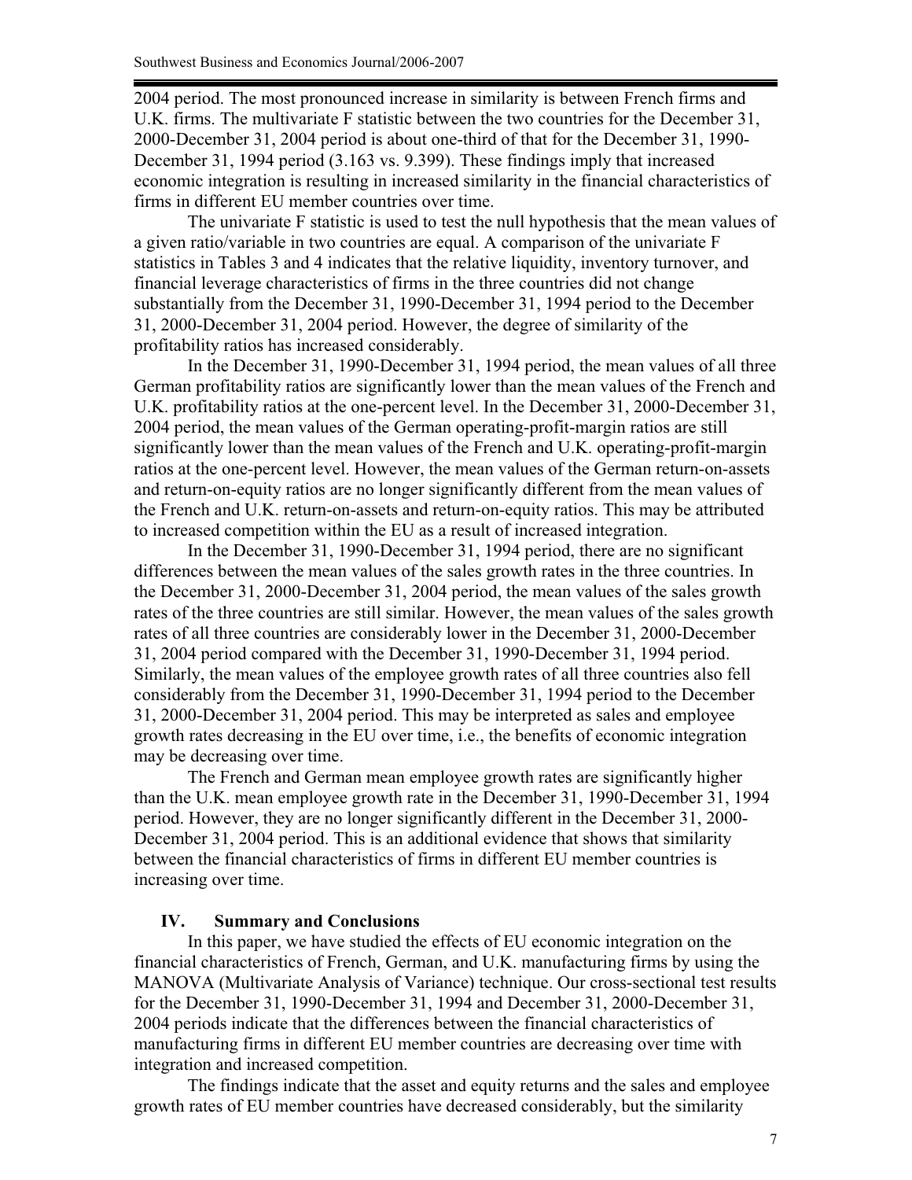2004 period. The most pronounced increase in similarity is between French firms and U.K. firms. The multivariate F statistic between the two countries for the December 31, 2000-December 31, 2004 period is about one-third of that for the December 31, 1990-December 31, 1994 period (3.163 vs. 9.399). These findings imply that increased economic integration is resulting in increased similarity in the financial characteristics of firms in different EU member countries over time.

The univariate F statistic is used to test the null hypothesis that the mean values of a given ratio/variable in two countries are equal. A comparison of the univariate F statistics in Tables 3 and 4 indicates that the relative liquidity, inventory turnover, and financial leverage characteristics of firms in the three countries did not change substantially from the December 31, 1990-December 31, 1994 period to the December 31, 2000-December 31, 2004 period. However, the degree of similarity of the profitability ratios has increased considerably.

In the December 31, 1990-December 31, 1994 period, the mean values of all three German profitability ratios are significantly lower than the mean values of the French and U.K. profitability ratios at the one-percent level. In the December 31, 2000-December 31, 2004 period, the mean values of the German operating-profit-margin ratios are still significantly lower than the mean values of the French and U.K. operating-profit-margin ratios at the one-percent level. However, the mean values of the German return-on-assets and return-on-equity ratios are no longer significantly different from the mean values of the French and U.K. return-on-assets and return-on-equity ratios. This may be attributed to increased competition within the EU as a result of increased integration.

In the December 31, 1990-December 31, 1994 period, there are no significant differences between the mean values of the sales growth rates in the three countries. In the December 31, 2000-December 31, 2004 period, the mean values of the sales growth rates of the three countries are still similar. However, the mean values of the sales growth rates of all three countries are considerably lower in the December 31, 2000-December 31, 2004 period compared with the December 31, 1990-December 31, 1994 period. Similarly, the mean values of the employee growth rates of all three countries also fell considerably from the December 31, 1990-December 31, 1994 period to the December 31, 2000-December 31, 2004 period. This may be interpreted as sales and employee growth rates decreasing in the EU over time, i.e., the benefits of economic integration may be decreasing over time.

The French and German mean employee growth rates are significantly higher than the U.K. mean employee growth rate in the December 31, 1990-December 31, 1994 period. However, they are no longer significantly different in the December 31, 2000-December 31, 2004 period. This is an additional evidence that shows that similarity between the financial characteristics of firms in different EU member countries is increasing over time.

## IV. Summary and Conclusions

In this paper, we have studied the effects of EU economic integration on the financial characteristics of French, German, and U.K. manufacturing firms by using the MANOVA (Multivariate Analysis of Variance) technique. Our cross-sectional test results for the December 31, 1990-December 31, 1994 and December 31, 2000-December 31, 2004 periods indicate that the differences between the financial characteristics of manufacturing firms in different EU member countries are decreasing over time with integration and increased competition.

The findings indicate that the asset and equity returns and the sales and employee growth rates of EU member countries have decreased considerably, but the similarity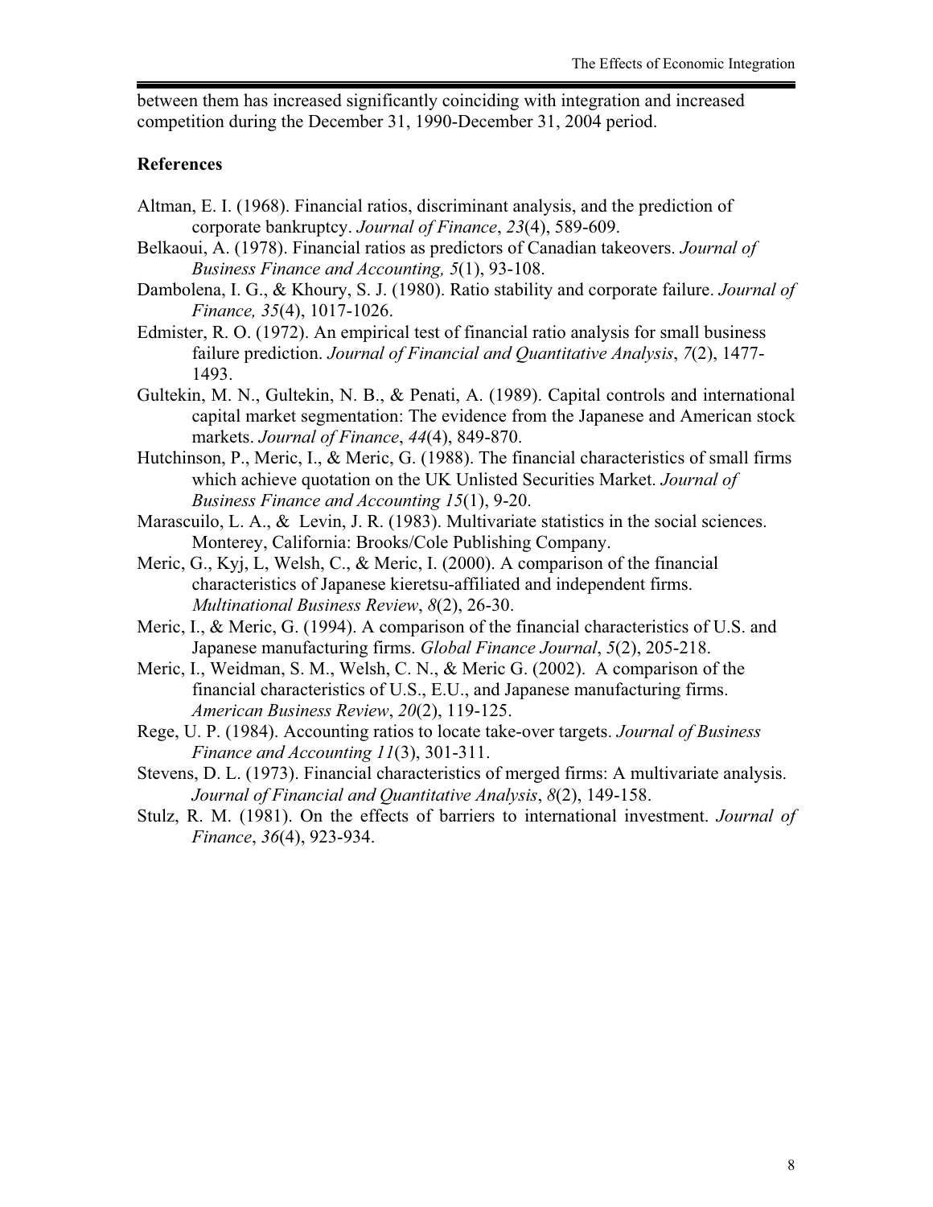between them has increased significantly coinciding with integration and increased competition during the December 31, 1990-December 31, 2004 period.

## References

Altman, E. I. (1968). Financial ratios, discriminant analysis, and the prediction of corporate bankruptcy. *Journal of Finance*, *23*(4), 589-609.

Belkaoui, A. (1978). Financial ratios as predictors of Canadian takeovers. *Journal of Business Finance and Accounting, 5*(1), 93-108.

Dambolena, I. G., & Khoury, S. J. (1980). Ratio stability and corporate failure. *Journal of Finance, 35*(4), 1017-1026.

Edmister, R. O. (1972). An empirical test of financial ratio analysis for small business failure prediction. *Journal of Financial and Quantitative Analysis*, *7*(2), 1477-1493.

Gultekin, M. N., Gultekin, N. B., & Penati, A. (1989). Capital controls and international capital market segmentation: The evidence from the Japanese and American stock markets. *Journal of Finance*, *44*(4), 849-870.

Hutchinson, P., Meric, I., & Meric, G. (1988). The financial characteristics of small firms which achieve quotation on the UK Unlisted Securities Market. *Journal of Business Finance and Accounting 15*(1), 9-20.

Marascuilo, L. A., & Levin, J. R. (1983). Multivariate statistics in the social sciences. Monterey, California: Brooks/Cole Publishing Company.

Meric, G., Kyj, L, Welsh, C., & Meric, I. (2000). A comparison of the financial characteristics of Japanese kieretsu-affiliated and independent firms. *Multinational Business Review*, *8*(2), 26-30.

Meric, I., & Meric, G. (1994). A comparison of the financial characteristics of U.S. and Japanese manufacturing firms. *Global Finance Journal*, *5*(2), 205-218.

Meric, I., Weidman, S. M., Welsh, C. N., & Meric G. (2002). A comparison of the financial characteristics of U.S., E.U., and Japanese manufacturing firms. *American Business Review*, *20*(2), 119-125.

Rege, U. P. (1984). Accounting ratios to locate take-over targets. *Journal of Business Finance and Accounting 11*(3), 301-311.

Stevens, D. L. (1973). Financial characteristics of merged firms: A multivariate analysis. *Journal of Financial and Quantitative Analysis*, *8*(2), 149-158.

Stulz, R. M. (1981). On the effects of barriers to international investment. *Journal of Finance*, *36*(4), 923-934.